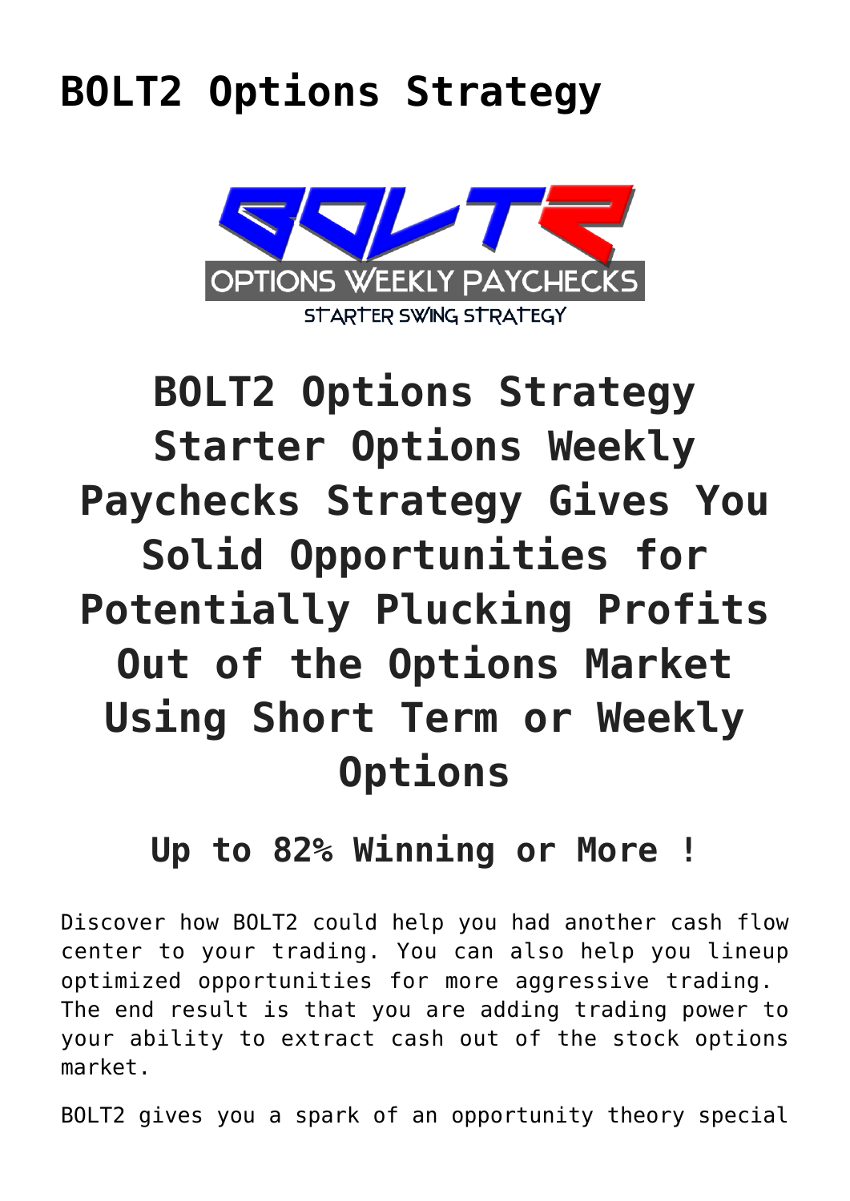# BOLT2 Options Strategy

## BOLT2 Options Strategy Starter Options Weekly Paychecks Strategy Gives You Solid Opportunities for Potentially Plucking Profits Out of the Options Market Using Short Term or Weekly Options

### Up to 82% Winning or More !

Discover how BOLT2 could help you had another cash flow center to your trading. You can also help you lineup optimized opportunities for more aggressive trading. The end result is that you are adding trading power to your ability to extract cash out of the stock options market.

BOLT2 gives you a spark of an opportunity theory special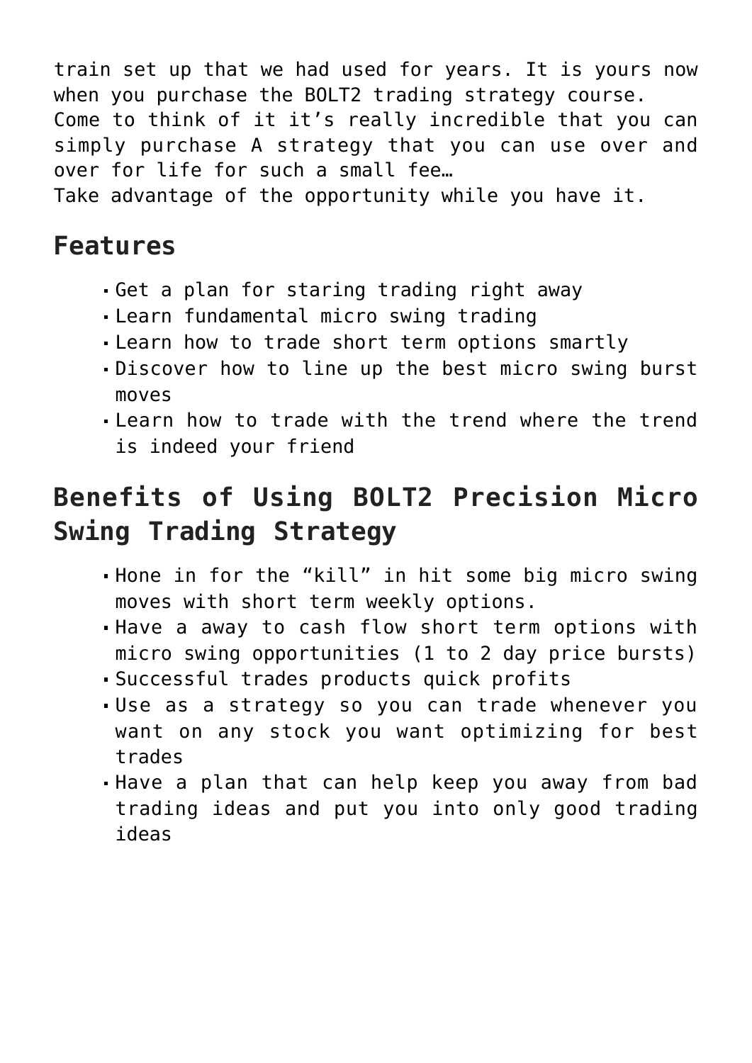train set up that we had used for years. It is yours now when you purchase the BOLT2 trading strategy course.
Come to think of it it's really incredible that you can simply purchase A strategy that you can use over and over for life for such a small fee…
Take advantage of the opportunity while you have it.

## Features

- Get a plan for staring trading right away
- Learn fundamental micro swing trading
- Learn how to trade short term options smartly
- Discover how to line up the best micro swing burst moves
- Learn how to trade with the trend where the trend is indeed your friend

## Benefits of Using BOLT2 Precision Micro Swing Trading Strategy

- Hone in for the "kill" in hit some big micro swing moves with short term weekly options.
- Have a away to cash flow short term options with micro swing opportunities (1 to 2 day price bursts)
- Successful trades products quick profits
- Use as a strategy so you can trade whenever you want on any stock you want optimizing for best trades
- Have a plan that can help keep you away from bad trading ideas and put you into only good trading ideas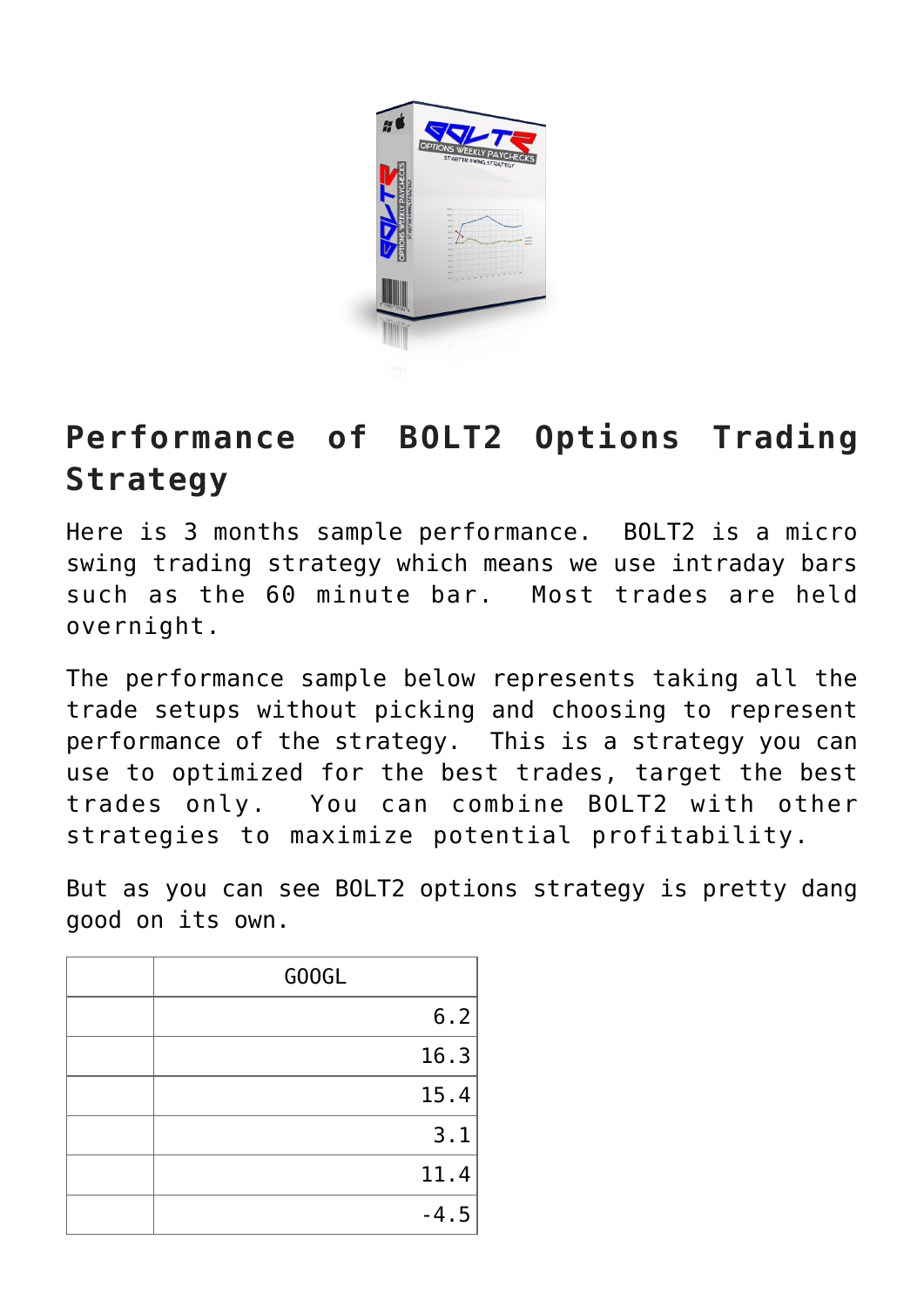## Performance of BOLT2 Options Trading Strategy

Here is 3 months sample performance. BOLT2 is a micro swing trading strategy which means we use intraday bars such as the 60 minute bar. Most trades are held overnight.

The performance sample below represents taking all the trade setups without picking and choosing to represent performance of the strategy. This is a strategy you can use to optimized for the best trades, target the best trades only. You can combine BOLT2 with other strategies to maximize potential profitability.

But as you can see BOLT2 options strategy is pretty dang good on its own.

| | GOOGL |
|---|---|
| | 6.2 |
| | 16.3 |
| | 15.4 |
| | 3.1 |
| | 11.4 |
| | -4.5 |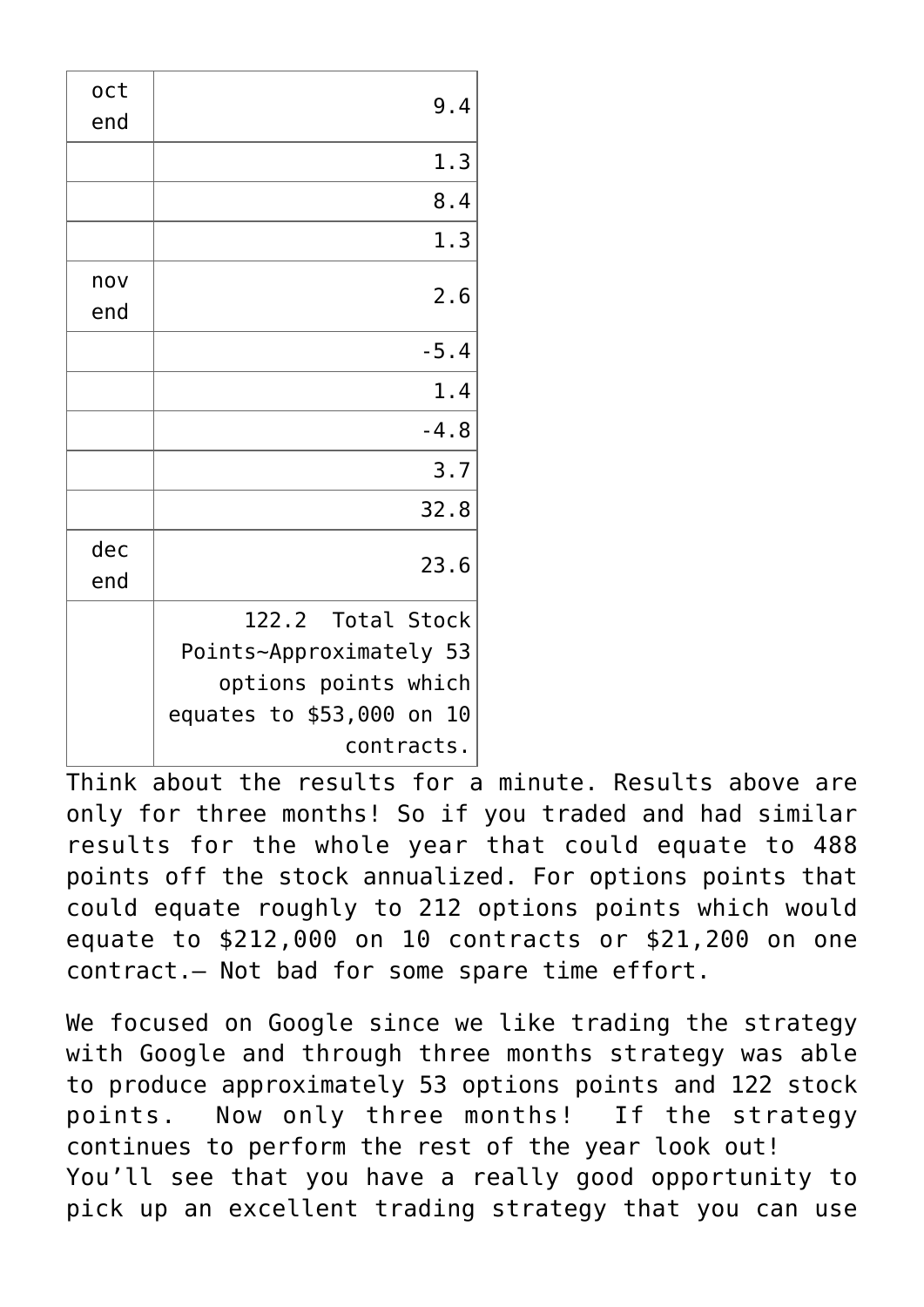| | |
|---|---|
| oct end | 9.4 |
| | 1.3 |
| | 8.4 |
| | 1.3 |
| nov end | 2.6 |
| | -5.4 |
| | 1.4 |
| | -4.8 |
| | 3.7 |
| | 32.8 |
| dec end | 23.6 |
| | 122.2 Total Stock Points~Approximately 53 options points which equates to $53,000 on 10 contracts. |

Think about the results for a minute. Results above are only for three months! So if you traded and had similar results for the whole year that could equate to 488 points off the stock annualized. For options points that could equate roughly to 212 options points which would equate to $212,000 on 10 contracts or $21,200 on one contract.– Not bad for some spare time effort.

We focused on Google since we like trading the strategy with Google and through three months strategy was able to produce approximately 53 options points and 122 stock points. Now only three months! If the strategy continues to perform the rest of the year look out! You'll see that you have a really good opportunity to pick up an excellent trading strategy that you can use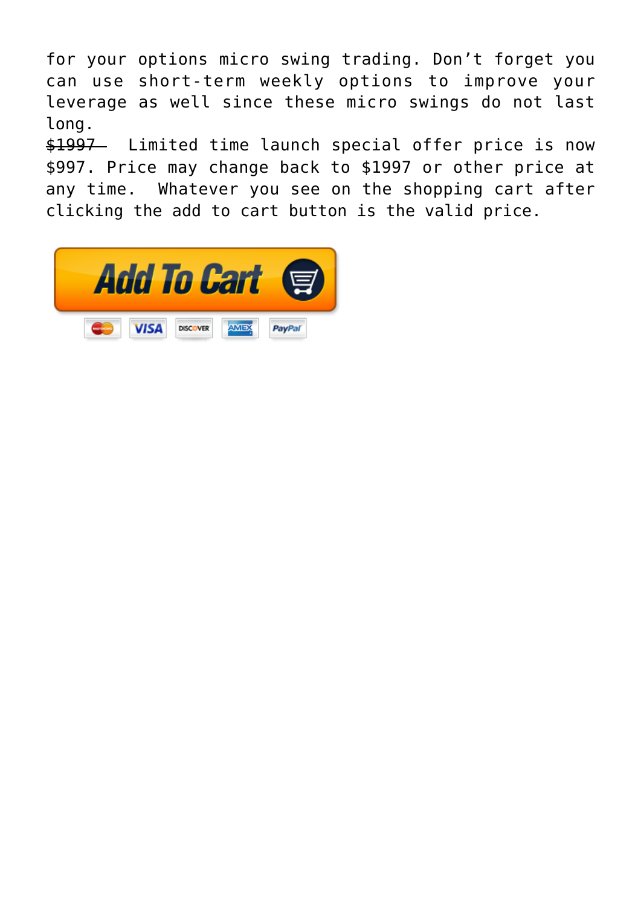for your options micro swing trading. Don't forget you can use short-term weekly options to improve your leverage as well since these micro swings do not last long.

~~$1997~~  Limited time launch special offer price is now $997. Price may change back to $1997 or other price at any time.  Whatever you see on the shopping cart after clicking the add to cart button is the valid price.